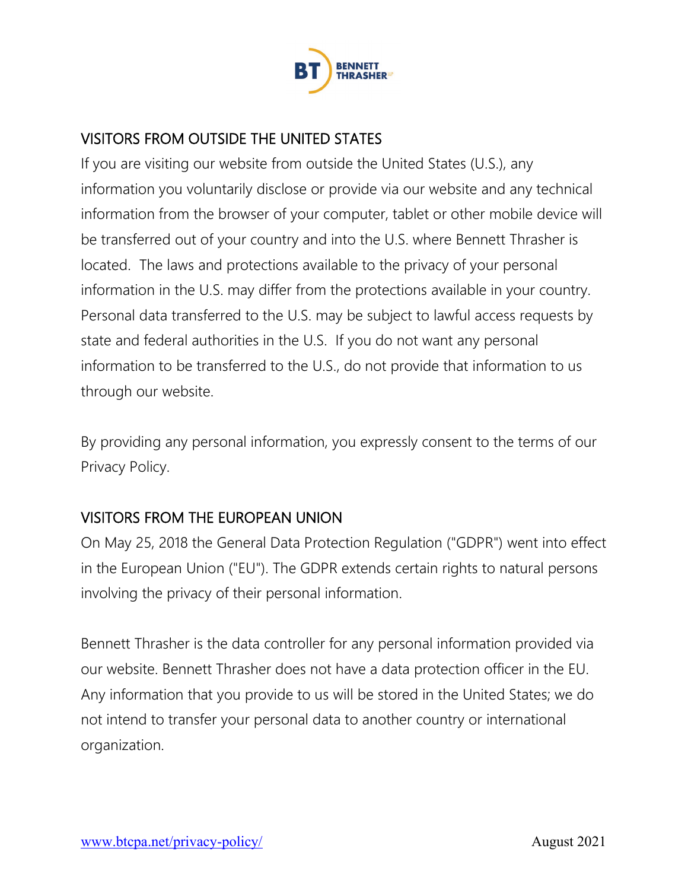## VISITORS FROM OUTSIDE THE UNITED STATES

If you are visiting our website from outside the United States (U.S.), any information you voluntarily disclose or provide via our website and any technical information from the browser of your computer, tablet or other mobile device will be transferred out of your country and into the U.S. where Bennett Thrasher is located. The laws and protections available to the privacy of your personal information in the U.S. may differ from the protections available in your country. Personal data transferred to the U.S. may be subject to lawful access requests by state and federal authorities in the U.S. If you do not want any personal information to be transferred to the U.S., do not provide that information to us through our website.

By providing any personal information, you expressly consent to the terms of our Privacy Policy.

## VISITORS FROM THE EUROPEAN UNION

On May 25, 2018 the General Data Protection Regulation ("GDPR") went into effect in the European Union ("EU"). The GDPR extends certain rights to natural persons involving the privacy of their personal information.

Bennett Thrasher is the data controller for any personal information provided via our website. Bennett Thrasher does not have a data protection officer in the EU. Any information that you provide to us will be stored in the United States; we do not intend to transfer your personal data to another country or international organization.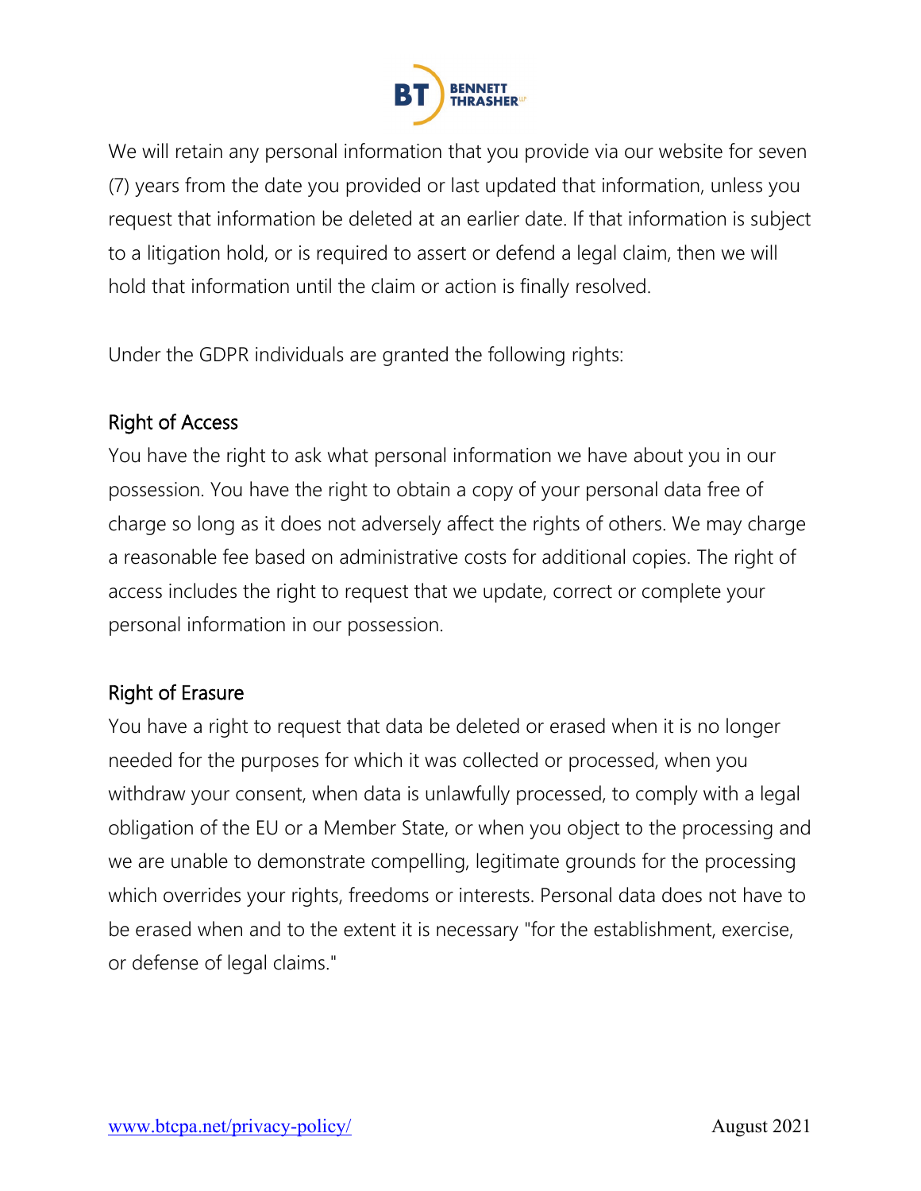We will retain any personal information that you provide via our website for seven (7) years from the date you provided or last updated that information, unless you request that information be deleted at an earlier date. If that information is subject to a litigation hold, or is required to assert or defend a legal claim, then we will hold that information until the claim or action is finally resolved.

Under the GDPR individuals are granted the following rights:

## Right of Access

You have the right to ask what personal information we have about you in our possession. You have the right to obtain a copy of your personal data free of charge so long as it does not adversely affect the rights of others. We may charge a reasonable fee based on administrative costs for additional copies. The right of access includes the right to request that we update, correct or complete your personal information in our possession.

## Right of Erasure

You have a right to request that data be deleted or erased when it is no longer needed for the purposes for which it was collected or processed, when you withdraw your consent, when data is unlawfully processed, to comply with a legal obligation of the EU or a Member State, or when you object to the processing and we are unable to demonstrate compelling, legitimate grounds for the processing which overrides your rights, freedoms or interests. Personal data does not have to be erased when and to the extent it is necessary "for the establishment, exercise, or defense of legal claims."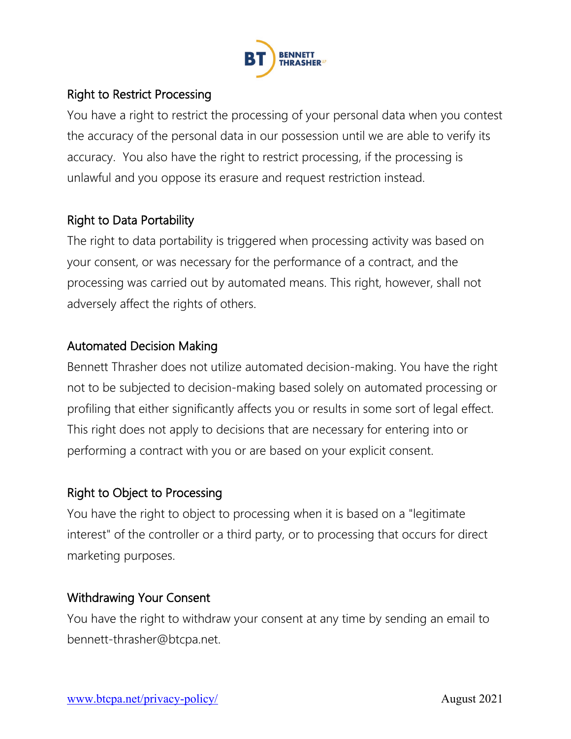## Right to Restrict Processing

You have a right to restrict the processing of your personal data when you contest the accuracy of the personal data in our possession until we are able to verify its accuracy. You also have the right to restrict processing, if the processing is unlawful and you oppose its erasure and request restriction instead.

## Right to Data Portability

The right to data portability is triggered when processing activity was based on your consent, or was necessary for the performance of a contract, and the processing was carried out by automated means. This right, however, shall not adversely affect the rights of others.

## Automated Decision Making

Bennett Thrasher does not utilize automated decision-making. You have the right not to be subjected to decision-making based solely on automated processing or profiling that either significantly affects you or results in some sort of legal effect. This right does not apply to decisions that are necessary for entering into or performing a contract with you or are based on your explicit consent.

## Right to Object to Processing

You have the right to object to processing when it is based on a "legitimate interest" of the controller or a third party, or to processing that occurs for direct marketing purposes.

## Withdrawing Your Consent

You have the right to withdraw your consent at any time by sending an email to bennett-thrasher@btcpa.net.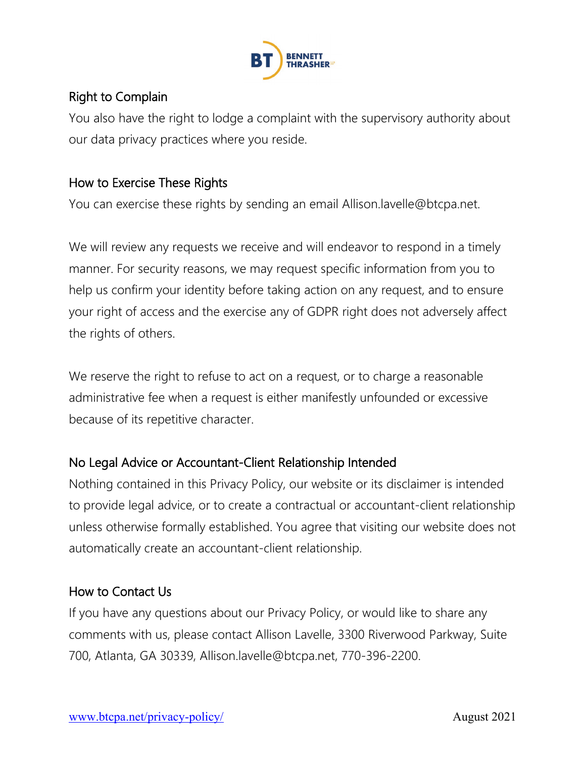## Right to Complain

You also have the right to lodge a complaint with the supervisory authority about our data privacy practices where you reside.

## How to Exercise These Rights

You can exercise these rights by sending an email Allison.lavelle@btcpa.net.

We will review any requests we receive and will endeavor to respond in a timely manner. For security reasons, we may request specific information from you to help us confirm your identity before taking action on any request, and to ensure your right of access and the exercise any of GDPR right does not adversely affect the rights of others.

We reserve the right to refuse to act on a request, or to charge a reasonable administrative fee when a request is either manifestly unfounded or excessive because of its repetitive character.

## No Legal Advice or Accountant-Client Relationship Intended

Nothing contained in this Privacy Policy, our website or its disclaimer is intended to provide legal advice, or to create a contractual or accountant-client relationship unless otherwise formally established. You agree that visiting our website does not automatically create an accountant-client relationship.

## How to Contact Us

If you have any questions about our Privacy Policy, or would like to share any comments with us, please contact Allison Lavelle, 3300 Riverwood Parkway, Suite 700, Atlanta, GA 30339, Allison.lavelle@btcpa.net, 770-396-2200.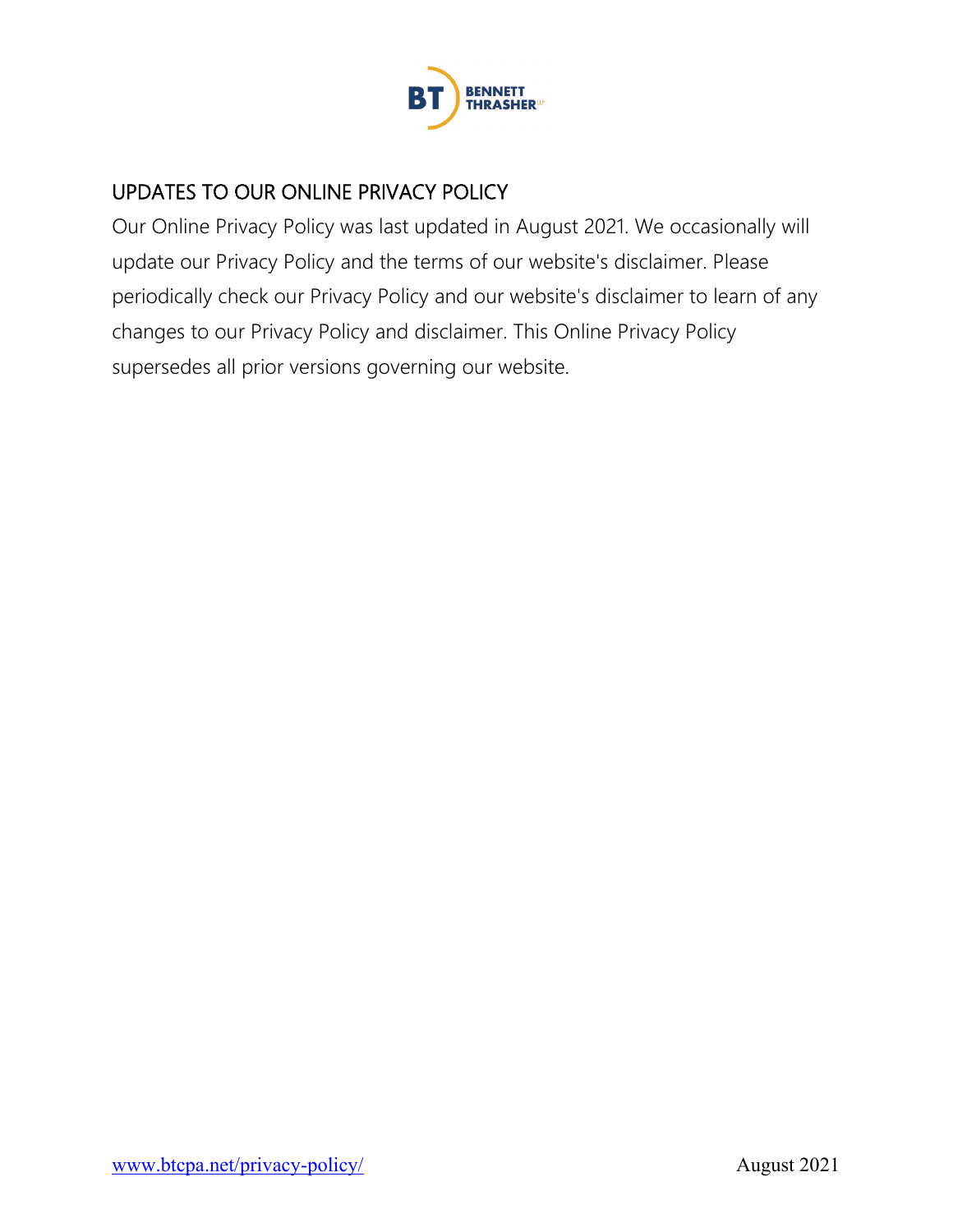## UPDATES TO OUR ONLINE PRIVACY POLICY

Our Online Privacy Policy was last updated in August 2021. We occasionally will update our Privacy Policy and the terms of our website's disclaimer. Please periodically check our Privacy Policy and our website's disclaimer to learn of any changes to our Privacy Policy and disclaimer. This Online Privacy Policy supersedes all prior versions governing our website.